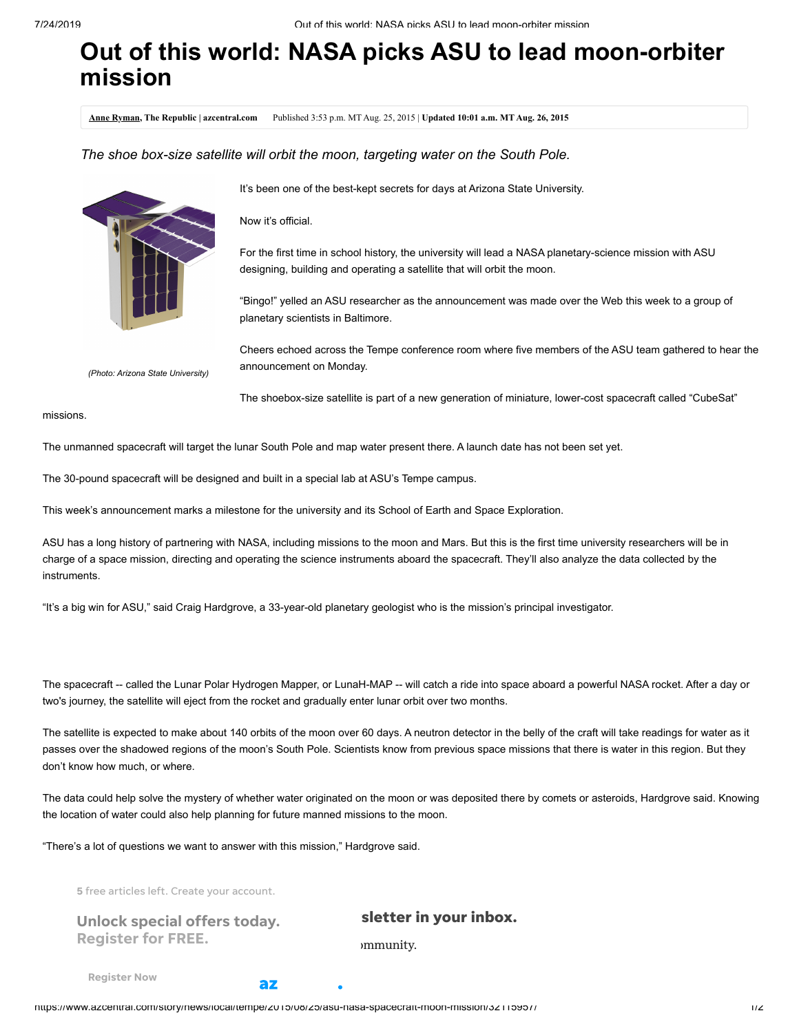# Out of this world: NASA picks ASU to lead moon-orbiter mission

**Anne Ryman, The Republic | azcentral.com** Published 3:53 p.m. MT Aug. 25, 2015 | **Updated 10:01 a.m. MT Aug. 26, 2015**

*The shoe box-size satellite will orbit the moon, targeting water on the South Pole.*

*(Photo: Arizona State University)*

It's been one of the best-kept secrets for days at Arizona State University.

Now it's official.

For the first time in school history, the university will lead a NASA planetary-science mission with ASU designing, building and operating a satellite that will orbit the moon.

"Bingo!" yelled an ASU researcher as the announcement was made over the Web this week to a group of planetary scientists in Baltimore.

Cheers echoed across the Tempe conference room where five members of the ASU team gathered to hear the announcement on Monday.

The shoebox-size satellite is part of a new generation of miniature, lower-cost spacecraft called "CubeSat" missions.

The unmanned spacecraft will target the lunar South Pole and map water present there. A launch date has not been set yet.

The 30-pound spacecraft will be designed and built in a special lab at ASU's Tempe campus.

This week's announcement marks a milestone for the university and its School of Earth and Space Exploration.

ASU has a long history of partnering with NASA, including missions to the moon and Mars. But this is the first time university researchers will be in charge of a space mission, directing and operating the science instruments aboard the spacecraft. They'll also analyze the data collected by the instruments.

"It's a big win for ASU," said Craig Hardgrove, a 33-year-old planetary geologist who is the mission's principal investigator.

The spacecraft -- called the Lunar Polar Hydrogen Mapper, or LunaH-MAP -- will catch a ride into space aboard a powerful NASA rocket. After a day or two's journey, the satellite will eject from the rocket and gradually enter lunar orbit over two months.

The satellite is expected to make about 140 orbits of the moon over 60 days. A neutron detector in the belly of the craft will take readings for water as it passes over the shadowed regions of the moon's South Pole. Scientists know from previous space missions that there is water in this region. But they don't know how much, or where.

The data could help solve the mystery of whether water originated on the moon or was deposited there by comets or asteroids, Hardgrove said. Knowing the location of water could also help planning for future manned missions to the moon.

"There's a lot of questions we want to answer with this mission," Hardgrove said.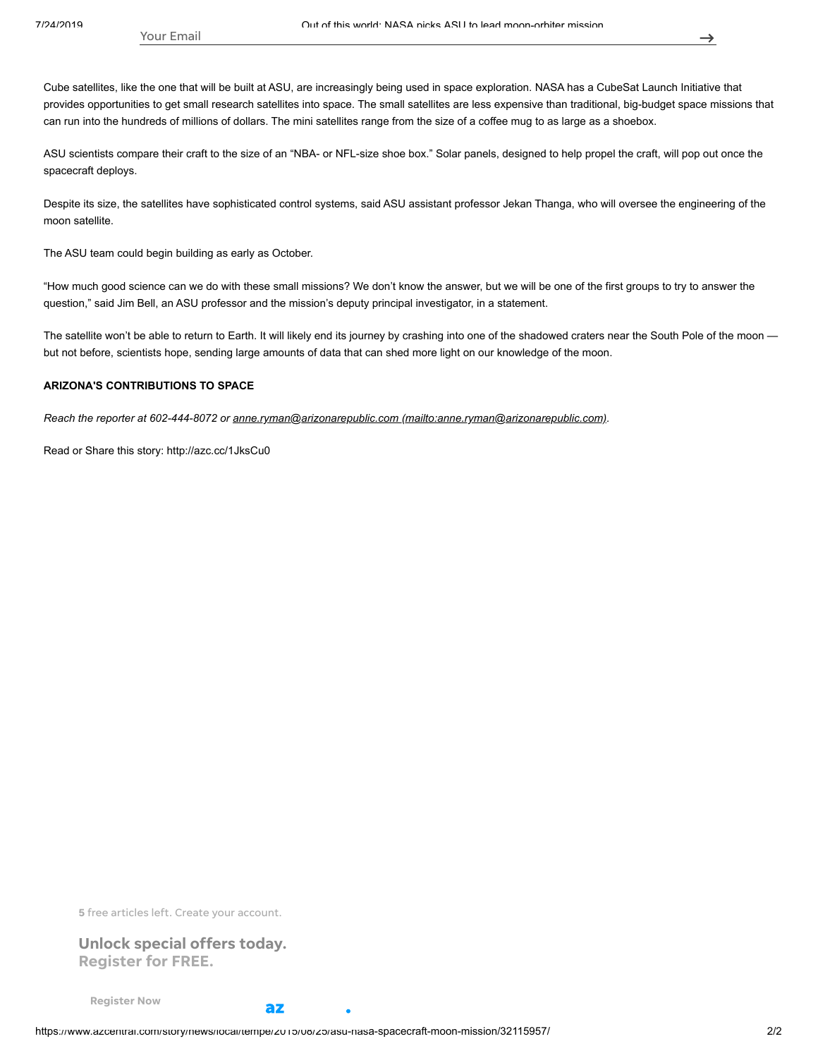Cube satellites, like the one that will be built at ASU, are increasingly being used in space exploration. NASA has a CubeSat Launch Initiative that provides opportunities to get small research satellites into space. The small satellites are less expensive than traditional, big-budget space missions that can run into the hundreds of millions of dollars. The mini satellites range from the size of a coffee mug to as large as a shoebox.

ASU scientists compare their craft to the size of an “NBA- or NFL-size shoe box.” Solar panels, designed to help propel the craft, will pop out once the spacecraft deploys.

Despite its size, the satellites have sophisticated control systems, said ASU assistant professor Jekan Thanga, who will oversee the engineering of the moon satellite.

The ASU team could begin building as early as October.

“How much good science can we do with these small missions? We don’t know the answer, but we will be one of the first groups to try to answer the question,” said Jim Bell, an ASU professor and the mission’s deputy principal investigator, in a statement.

The satellite won’t be able to return to Earth. It will likely end its journey by crashing into one of the shadowed craters near the South Pole of the moon — but not before, scientists hope, sending large amounts of data that can shed more light on our knowledge of the moon.

**ARIZONA'S CONTRIBUTIONS TO SPACE**

*Reach the reporter at 602-444-8072 or anne.ryman@arizonarepublic.com (mailto:anne.ryman@arizonarepublic.com).*

Read or Share this story: http://azc.cc/1JksCu0